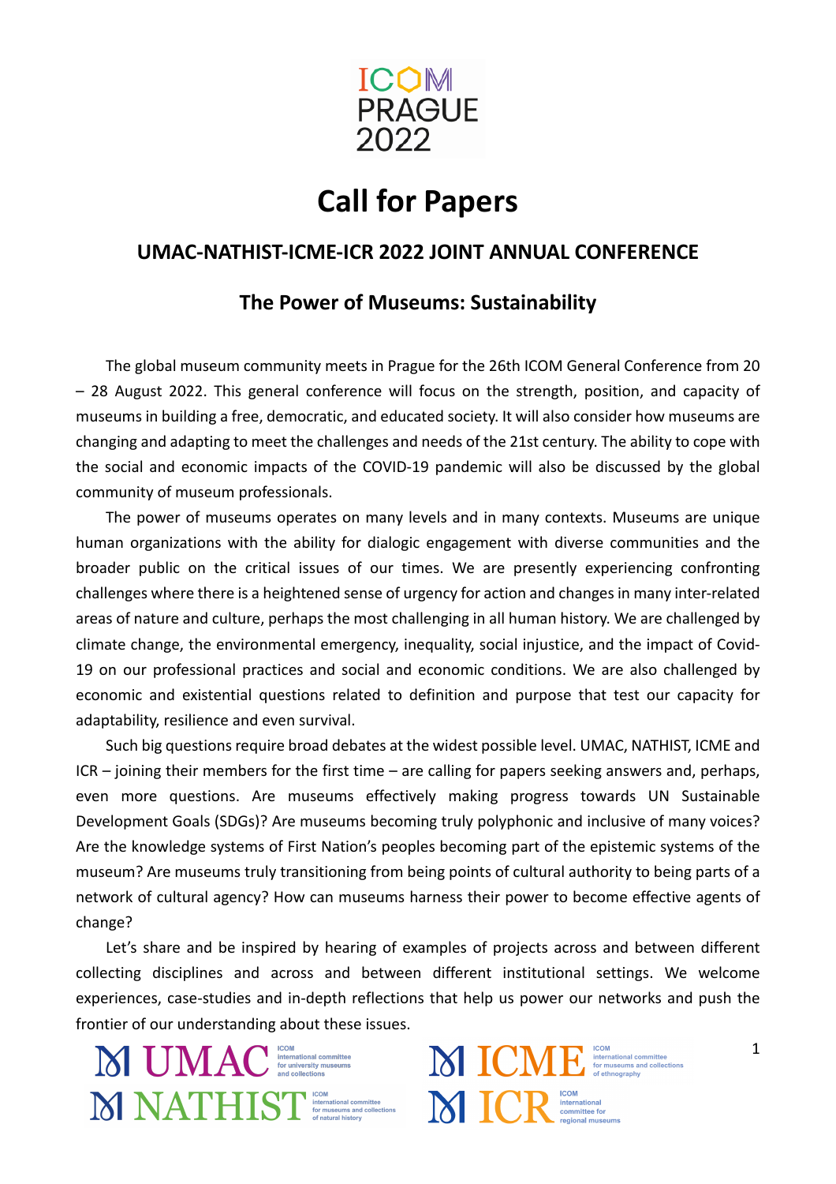ICOM PRAGUE 2022

# Call for Papers

## UMAC-NATHIST-ICME-ICR 2022 JOINT ANNUAL CONFERENCE

## The Power of Museums: Sustainability

The global museum community meets in Prague for the 26th ICOM General Conference from 20 – 28 August 2022. This general conference will focus on the strength, position, and capacity of museums in building a free, democratic, and educated society. It will also consider how museums are changing and adapting to meet the challenges and needs of the 21st century. The ability to cope with the social and economic impacts of the COVID-19 pandemic will also be discussed by the global community of museum professionals.

The power of museums operates on many levels and in many contexts. Museums are unique human organizations with the ability for dialogic engagement with diverse communities and the broader public on the critical issues of our times. We are presently experiencing confronting challenges where there is a heightened sense of urgency for action and changes in many inter-related areas of nature and culture, perhaps the most challenging in all human history. We are challenged by climate change, the environmental emergency, inequality, social injustice, and the impact of Covid-19 on our professional practices and social and economic conditions. We are also challenged by economic and existential questions related to definition and purpose that test our capacity for adaptability, resilience and even survival.

Such big questions require broad debates at the widest possible level. UMAC, NATHIST, ICME and ICR – joining their members for the first time – are calling for papers seeking answers and, perhaps, even more questions. Are museums effectively making progress towards UN Sustainable Development Goals (SDGs)? Are museums becoming truly polyphonic and inclusive of many voices? Are the knowledge systems of First Nation's peoples becoming part of the epistemic systems of the museum? Are museums truly transitioning from being points of cultural authority to being parts of a network of cultural agency? How can museums harness their power to become effective agents of change?

Let's share and be inspired by hearing of examples of projects across and between different collecting disciplines and across and between different institutional settings. We welcome experiences, case-studies and in-depth reflections that help us power our networks and push the frontier of our understanding about these issues.

UMAC – ICOM international committee for university museums and collections
ICME – ICOM international committee for museums and collections of ethnography
NATHIST – ICOM international committee for museums and collections of natural history
ICR – ICOM international committee for regional museums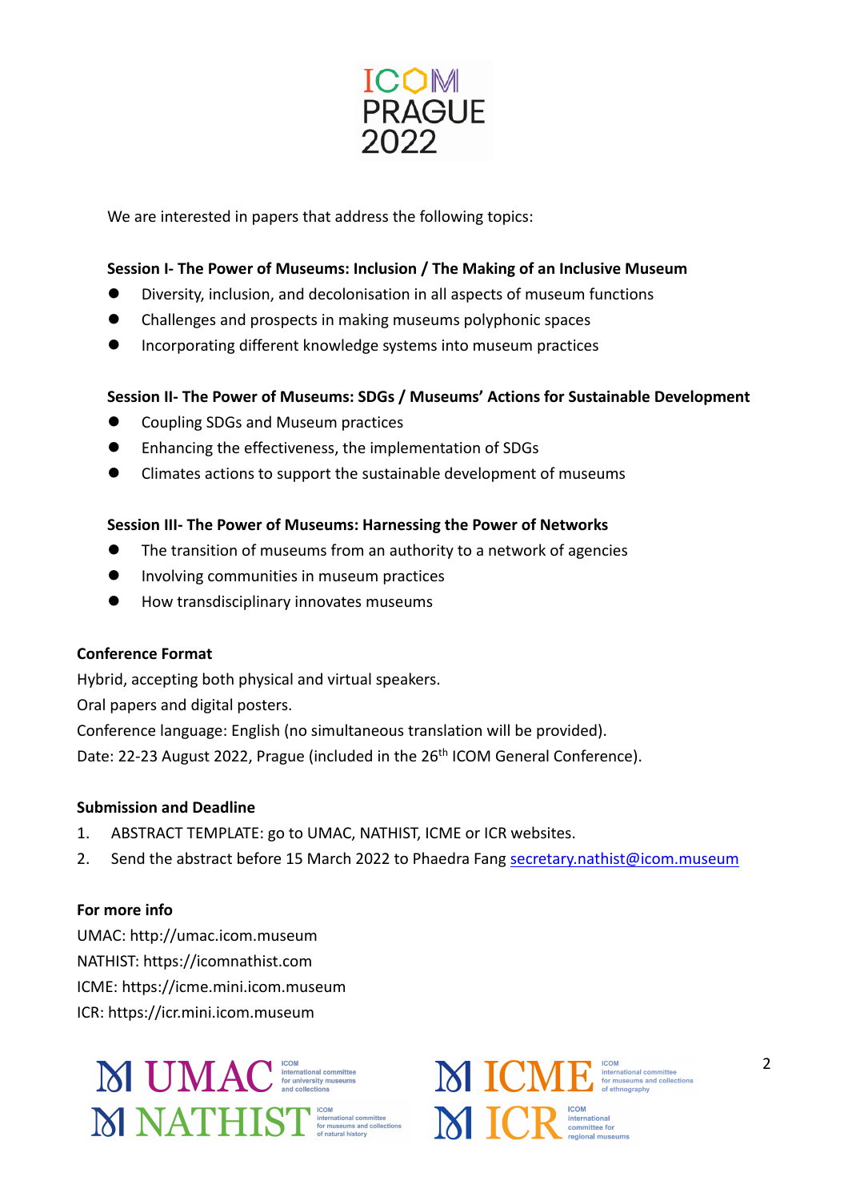We are interested in papers that address the following topics:

**Session I- The Power of Museums: Inclusion / The Making of an Inclusive Museum**

- Diversity, inclusion, and decolonisation in all aspects of museum functions
- Challenges and prospects in making museums polyphonic spaces
- Incorporating different knowledge systems into museum practices

**Session II- The Power of Museums: SDGs / Museums' Actions for Sustainable Development**

- Coupling SDGs and Museum practices
- Enhancing the effectiveness, the implementation of SDGs
- Climates actions to support the sustainable development of museums

**Session III- The Power of Museums: Harnessing the Power of Networks**

- The transition of museums from an authority to a network of agencies
- Involving communities in museum practices
- How transdisciplinary innovates museums

**Conference Format**

Hybrid, accepting both physical and virtual speakers.
Oral papers and digital posters.
Conference language: English (no simultaneous translation will be provided).
Date: 22-23 August 2022, Prague (included in the 26th ICOM General Conference).

**Submission and Deadline**

1. ABSTRACT TEMPLATE: go to UMAC, NATHIST, ICME or ICR websites.
2. Send the abstract before 15 March 2022 to Phaedra Fang secretary.nathist@icom.museum

**For more info**

UMAC: http://umac.icom.museum
NATHIST: https://icomnathist.com
ICME: https://icme.mini.icom.museum
ICR: https://icr.mini.icom.museum